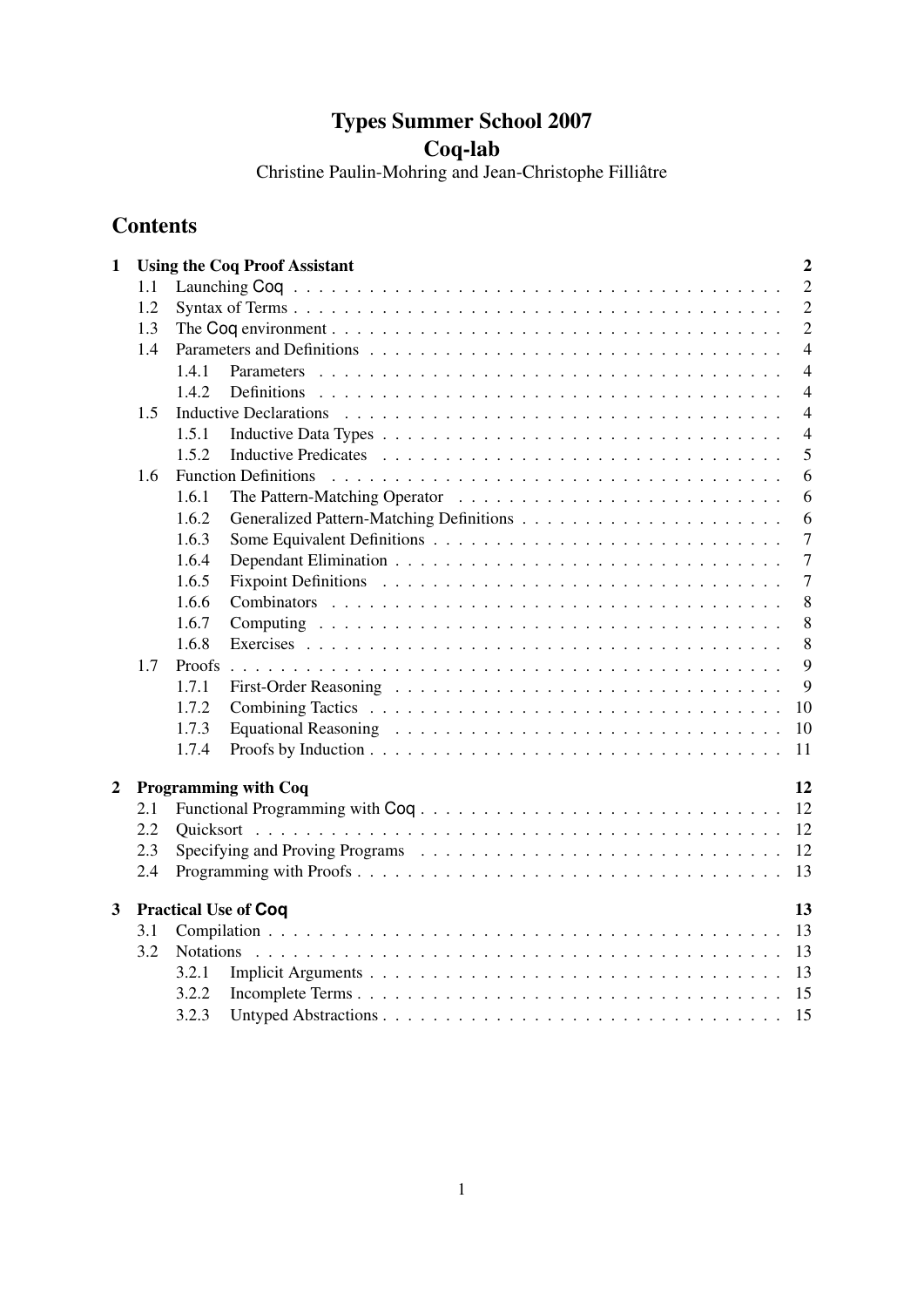# Types Summer School 2007

# Coq-lab

Christine Paulin-Mohring and Jean-Christophe Filliâtre

## Contents

- **1 Using the Coq Proof Assistant** — 2
  - 1.1 Launching Coq — 2
  - 1.2 Syntax of Terms — 2
  - 1.3 The Coq environment — 2
  - 1.4 Parameters and Definitions — 4
    - 1.4.1 Parameters — 4
    - 1.4.2 Definitions — 4
  - 1.5 Inductive Declarations — 4
    - 1.5.1 Inductive Data Types — 4
    - 1.5.2 Inductive Predicates — 5
  - 1.6 Function Definitions — 6
    - 1.6.1 The Pattern-Matching Operator — 6
    - 1.6.2 Generalized Pattern-Matching Definitions — 6
    - 1.6.3 Some Equivalent Definitions — 7
    - 1.6.4 Dependant Elimination — 7
    - 1.6.5 Fixpoint Definitions — 7
    - 1.6.6 Combinators — 8
    - 1.6.7 Computing — 8
    - 1.6.8 Exercises — 8
  - 1.7 Proofs — 9
    - 1.7.1 First-Order Reasoning — 9
    - 1.7.2 Combining Tactics — 10
    - 1.7.3 Equational Reasoning — 10
    - 1.7.4 Proofs by Induction — 11
- **2 Programming with Coq** — 12
  - 2.1 Functional Programming with Coq — 12
  - 2.2 Quicksort — 12
  - 2.3 Specifying and Proving Programs — 12
  - 2.4 Programming with Proofs — 13
- **3 Practical Use of Coq** — 13
  - 3.1 Compilation — 13
  - 3.2 Notations — 13
    - 3.2.1 Implicit Arguments — 13
    - 3.2.2 Incomplete Terms — 15
    - 3.2.3 Untyped Abstractions — 15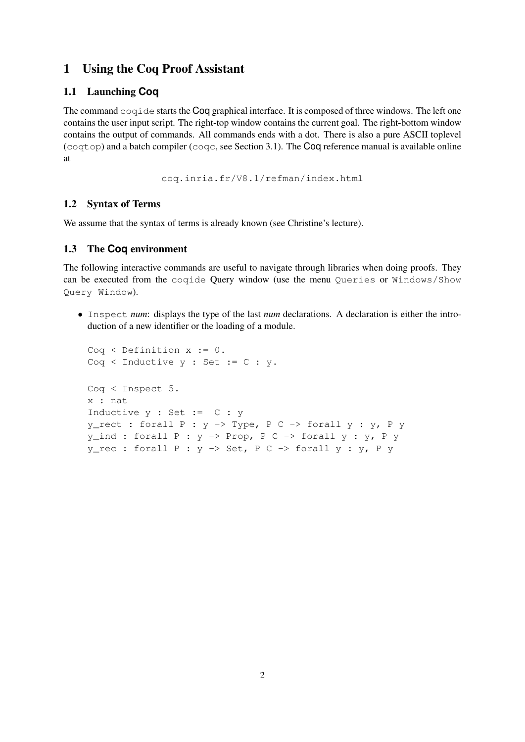# 1 Using the Coq Proof Assistant

## 1.1 Launching Coq

The command `coqide` starts the Coq graphical interface. It is composed of three windows. The left one contains the user input script. The right-top window contains the current goal. The right-bottom window contains the output of commands. All commands ends with a dot. There is also a pure ASCII toplevel (`coqtop`) and a batch compiler (`coqc`, see Section 3.1). The Coq reference manual is available online at

`coq.inria.fr/V8.1/refman/index.html`

## 1.2 Syntax of Terms

We assume that the syntax of terms is already known (see Christine's lecture).

## 1.3 The Coq environment

The following interactive commands are useful to navigate through libraries when doing proofs. They can be executed from the `coqide` Query window (use the menu `Queries` or `Windows/Show Query Window`).

- `Inspect` *num*: displays the type of the last *num* declarations. A declaration is either the introduction of a new identifier or the loading of a module.

```
Coq < Definition x := 0.
Coq < Inductive y : Set := C : y.

Coq < Inspect 5.
x : nat
Inductive y : Set :=  C : y
y_rect : forall P : y -> Type, P C -> forall y : y, P y
y_ind : forall P : y -> Prop, P C -> forall y : y, P y
y_rec : forall P : y -> Set, P C -> forall y : y, P y
```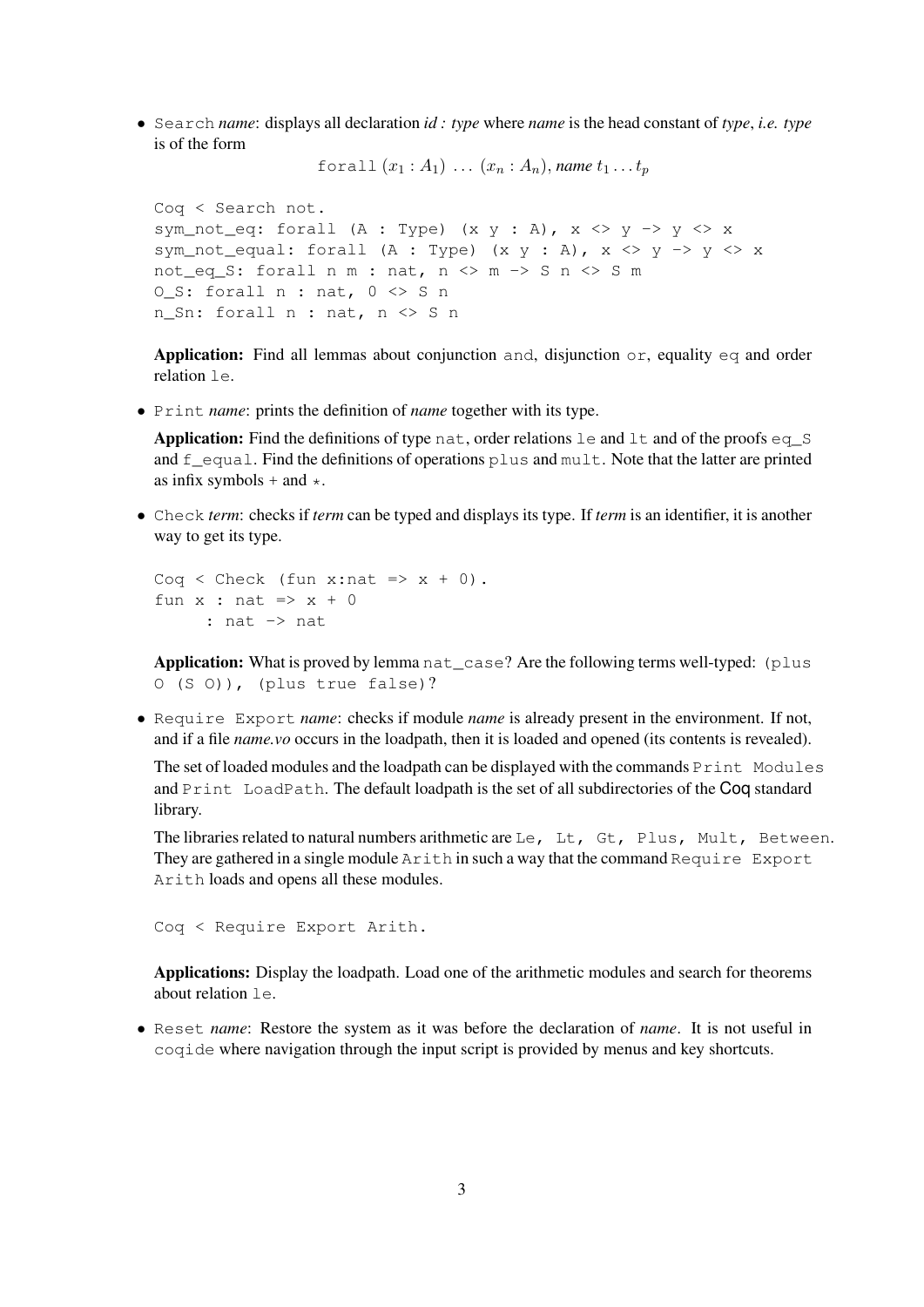- `Search` *name*: displays all declaration *id : type* where *name* is the head constant of *type*, *i.e. type* is of the form

  $$\texttt{forall}\,(x_1 : A_1)\ \ldots\ (x_n : A_n),\, \textit{name}\ t_1 \ldots t_p$$

  ```
  Coq < Search not.
  sym_not_eq: forall (A : Type) (x y : A), x <> y -> y <> x
  sym_not_equal: forall (A : Type) (x y : A), x <> y -> y <> x
  not_eq_S: forall n m : nat, n <> m -> S n <> S m
  O_S: forall n : nat, 0 <> S n
  n_Sn: forall n : nat, n <> S n
  ```

  **Application:** Find all lemmas about conjunction `and`, disjunction `or`, equality `eq` and order relation `le`.

- `Print` *name*: prints the definition of *name* together with its type.

  **Application:** Find the definitions of type `nat`, order relations `le` and `lt` and of the proofs `eq_S` and `f_equal`. Find the definitions of operations `plus` and `mult`. Note that the latter are printed as infix symbols + and *.

- `Check` *term*: checks if *term* can be typed and displays its type. If *term* is an identifier, it is another way to get its type.

  ```
  Coq < Check (fun x:nat => x + 0).
  fun x : nat => x + 0
       : nat -> nat
  ```

  **Application:** What is proved by lemma `nat_case`? Are the following terms well-typed: `(plus O (S O))`, `(plus true false)`?

- `Require Export` *name*: checks if module *name* is already present in the environment. If not, and if a file *name.vo* occurs in the loadpath, then it is loaded and opened (its contents is revealed).

  The set of loaded modules and the loadpath can be displayed with the commands `Print Modules` and `Print LoadPath`. The default loadpath is the set of all subdirectories of the Coq standard library.

  The libraries related to natural numbers arithmetic are `Le, Lt, Gt, Plus, Mult, Between`. They are gathered in a single module `Arith` in such a way that the command `Require Export Arith` loads and opens all these modules.

  ```
  Coq < Require Export Arith.
  ```

  **Applications:** Display the loadpath. Load one of the arithmetic modules and search for theorems about relation `le`.

- `Reset` *name*: Restore the system as it was before the declaration of *name*. It is not useful in `coqide` where navigation through the input script is provided by menus and key shortcuts.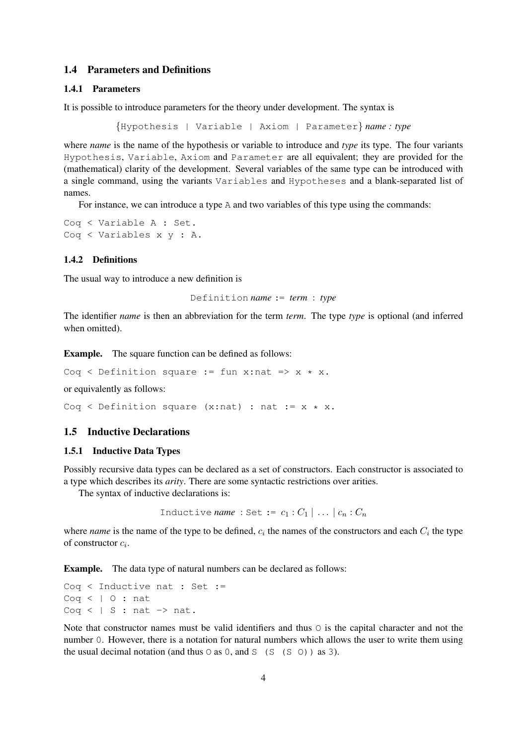## 1.4 Parameters and Definitions

### 1.4.1 Parameters

It is possible to introduce parameters for the theory under development. The syntax is

{`Hypothesis | Variable | Axiom | Parameter`} *name : type*

where *name* is the name of the hypothesis or variable to introduce and *type* its type. The four variants `Hypothesis`, `Variable`, `Axiom` and `Parameter` are all equivalent; they are provided for the (mathematical) clarity of the development. Several variables of the same type can be introduced with a single command, using the variants `Variables` and `Hypotheses` and a blank-separated list of names.

For instance, we can introduce a type `A` and two variables of this type using the commands:

```
Coq < Variable A : Set.
Coq < Variables x y : A.
```

### 1.4.2 Definitions

The usual way to introduce a new definition is

`Definition` *name* `:=` *term* `:` *type*

The identifier *name* is then an abbreviation for the term *term*. The type *type* is optional (and inferred when omitted).

**Example.** The square function can be defined as follows:

```
Coq < Definition square := fun x:nat => x * x.
```

or equivalently as follows:

```
Coq < Definition square (x:nat) : nat := x * x.
```

## 1.5 Inductive Declarations

### 1.5.1 Inductive Data Types

Possibly recursive data types can be declared as a set of constructors. Each constructor is associated to a type which describes its *arity*. There are some syntactic restrictions over arities.

The syntax of inductive declarations is:

`Inductive` *name* `: Set :=` $c_1 : C_1 \mid \ldots \mid c_n : C_n$

where *name* is the name of the type to be defined, $c_i$ the names of the constructors and each $C_i$ the type of constructor $c_i$.

**Example.** The data type of natural numbers can be declared as follows:

```
Coq < Inductive nat : Set :=
Coq < | O : nat
Coq < | S : nat -> nat.
```

Note that constructor names must be valid identifiers and thus `O` is the capital character and not the number `0`. However, there is a notation for natural numbers which allows the user to write them using the usual decimal notation (and thus `O` as `0`, and `S (S (S O))` as `3`).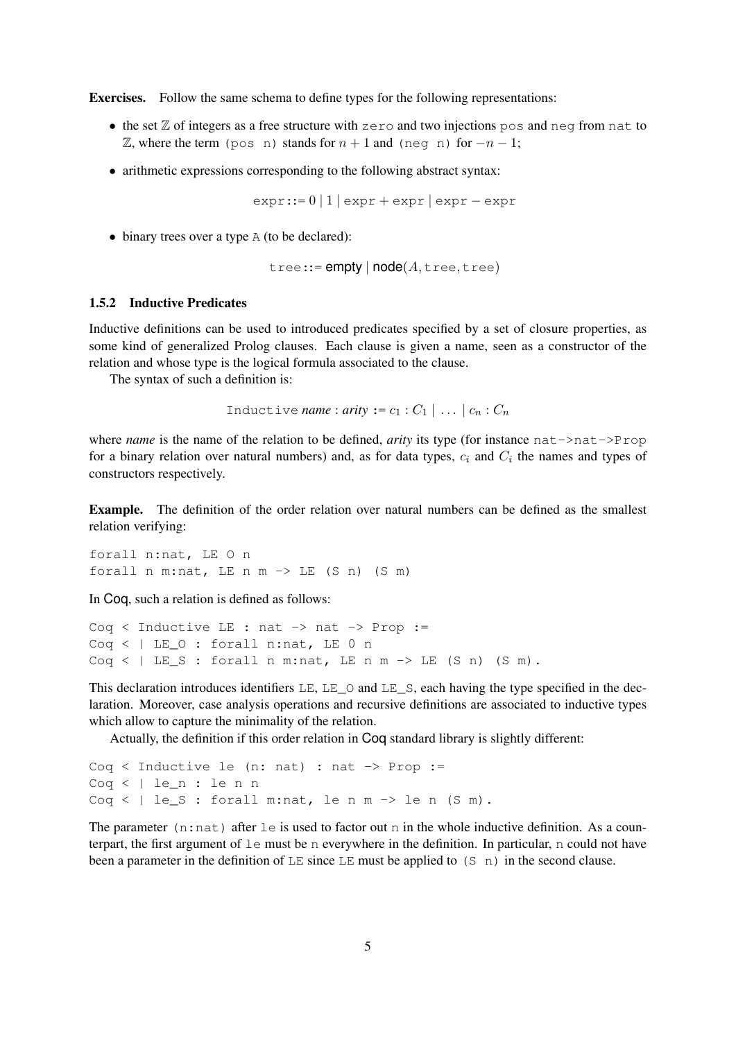**Exercises.** Follow the same schema to define types for the following representations:

- the set $\mathbb{Z}$ of integers as a free structure with `zero` and two injections `pos` and `neg` from `nat` to $\mathbb{Z}$, where the term `(pos n)` stands for $n+1$ and `(neg n)` for $-n-1$;
- arithmetic expressions corresponding to the following abstract syntax:

$$\texttt{expr} ::= 0 \mid 1 \mid \texttt{expr} + \texttt{expr} \mid \texttt{expr} - \texttt{expr}$$

- binary trees over a type `A` (to be declared):

$$\texttt{tree} ::= \textsf{empty} \mid \textsf{node}(A, \texttt{tree}, \texttt{tree})$$

### 1.5.2 Inductive Predicates

Inductive definitions can be used to introduced predicates specified by a set of closure properties, as some kind of generalized Prolog clauses. Each clause is given a name, seen as a constructor of the relation and whose type is the logical formula associated to the clause.

The syntax of such a definition is:

$$\texttt{Inductive}\ \textit{name} : \textit{arity} := c_1 : C_1 \mid \ldots \mid c_n : C_n$$

where *name* is the name of the relation to be defined, *arity* its type (for instance `nat->nat->Prop` for a binary relation over natural numbers) and, as for data types, $c_i$ and $C_i$ the names and types of constructors respectively.

**Example.** The definition of the order relation over natural numbers can be defined as the smallest relation verifying:

```
forall n:nat, LE O n
forall n m:nat, LE n m -> LE (S n) (S m)
```

In Coq, such a relation is defined as follows:

```
Coq < Inductive LE : nat -> nat -> Prop :=
Coq < | LE_O : forall n:nat, LE 0 n
Coq < | LE_S : forall n m:nat, LE n m -> LE (S n) (S m).
```

This declaration introduces identifiers `LE`, `LE_O` and `LE_S`, each having the type specified in the declaration. Moreover, case analysis operations and recursive definitions are associated to inductive types which allow to capture the minimality of the relation.

Actually, the definition if this order relation in Coq standard library is slightly different:

```
Coq < Inductive le (n: nat) : nat -> Prop :=
Coq < | le_n : le n n
Coq < | le_S : forall m:nat, le n m -> le n (S m).
```

The parameter `(n:nat)` after `le` is used to factor out `n` in the whole inductive definition. As a counterpart, the first argument of `le` must be `n` everywhere in the definition. In particular, `n` could not have been a parameter in the definition of `LE` since `LE` must be applied to `(S n)` in the second clause.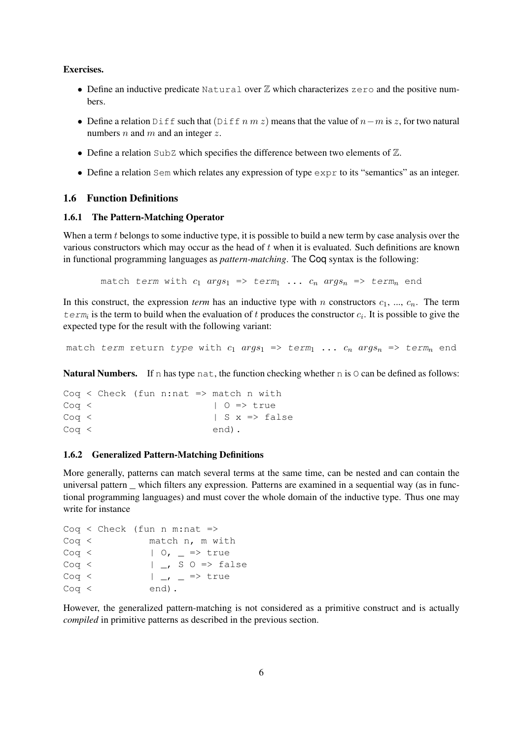**Exercises.**

- Define an inductive predicate `Natural` over $\mathbb{Z}$ which characterizes `zero` and the positive numbers.
- Define a relation `Diff` such that (`Diff` $n$ $m$ $z$) means that the value of $n - m$ is $z$, for two natural numbers $n$ and $m$ and an integer $z$.
- Define a relation `SubZ` which specifies the difference between two elements of $\mathbb{Z}$.
- Define a relation `Sem` which relates any expression of type `expr` to its "semantics" as an integer.

## 1.6 Function Definitions

### 1.6.1 The Pattern-Matching Operator

When a term $t$ belongs to some inductive type, it is possible to build a new term by case analysis over the various constructors which may occur as the head of $t$ when it is evaluated. Such definitions are known in functional programming languages as *pattern-matching*. The Coq syntax is the following:

match *term* with $c_1$ *args*$_1$ => *term*$_1$ ... $c_n$ *args*$_n$ => *term*$_n$ end

In this construct, the expression *term* has an inductive type with $n$ constructors $c_1$, ..., $c_n$. The term *term*$_i$ is the term to build when the evaluation of $t$ produces the constructor $c_i$. It is possible to give the expected type for the result with the following variant:

match *term* return *type* with $c_1$ *args*$_1$ => *term*$_1$ ... $c_n$ *args*$_n$ => *term*$_n$ end

**Natural Numbers.** If `n` has type `nat`, the function checking whether `n` is `O` can be defined as follows:

```
Coq < Check (fun n:nat => match n with
Coq <                    | O => true
Coq <                    | S x => false
Coq <                    end).
```

### 1.6.2 Generalized Pattern-Matching Definitions

More generally, patterns can match several terms at the same time, can be nested and can contain the universal pattern _ which filters any expression. Patterns are examined in a sequential way (as in functional programming languages) and must cover the whole domain of the inductive type. Thus one may write for instance

```
Coq < Check (fun n m:nat =>
Coq <        match n, m with
Coq <        | O, _ => true
Coq <        | _, S O => false
Coq <        | _, _ => true
Coq <        end).
```

However, the generalized pattern-matching is not considered as a primitive construct and is actually *compiled* in primitive patterns as described in the previous section.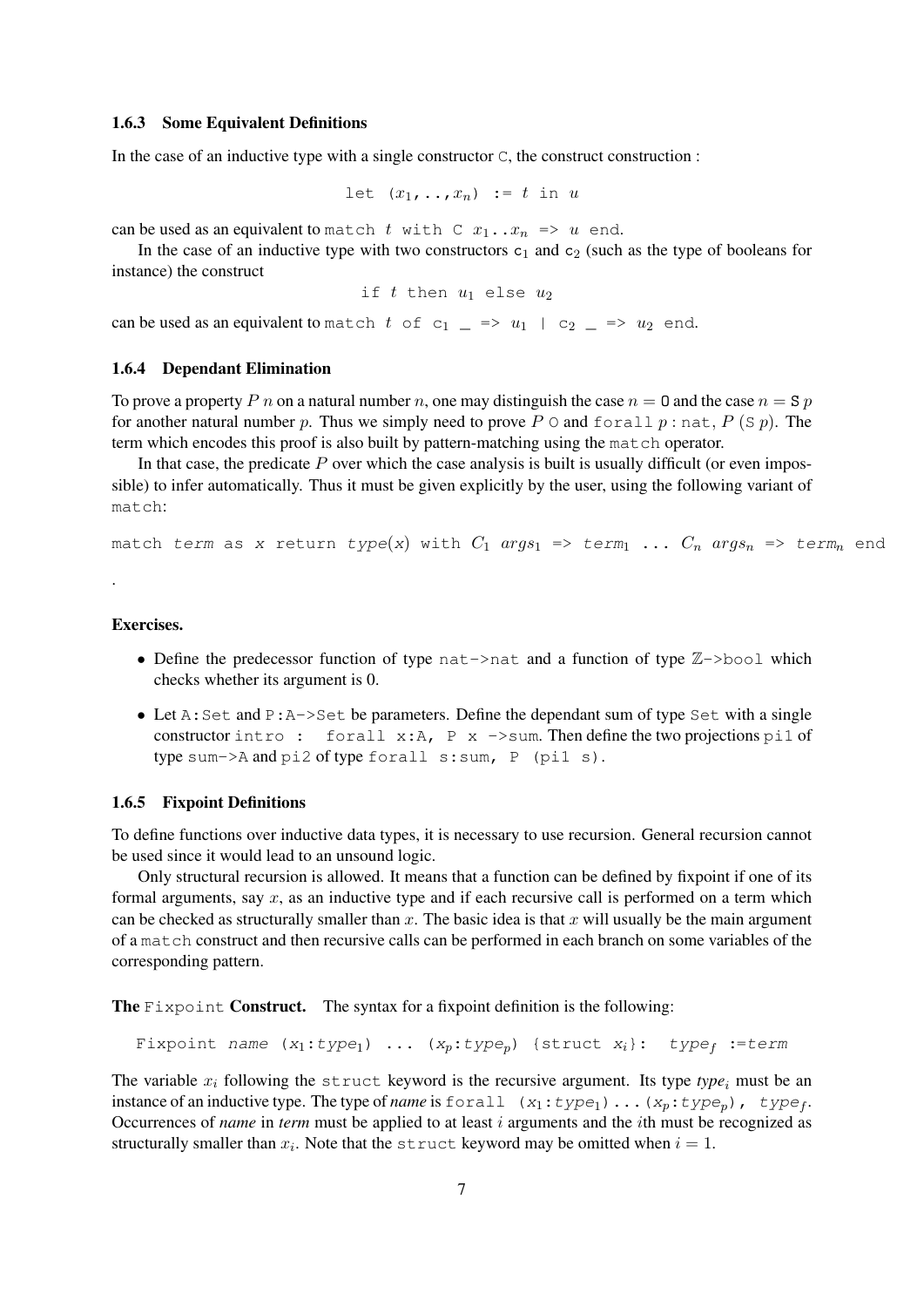### 1.6.3 Some Equivalent Definitions

In the case of an inductive type with a single constructor `C`, the construct construction :

$$\texttt{let (}x_1\texttt{,..,}x_n\texttt{) := } t \texttt{ in } u$$

can be used as an equivalent to `match` $t$ `with C` $x_1 .. x_n$ `=>` $u$ `end`.

In the case of an inductive type with two constructors $\texttt{c}_1$ and $\texttt{c}_2$ (such as the type of booleans for instance) the construct

$$\texttt{if } t \texttt{ then } u_1 \texttt{ else } u_2$$

can be used as an equivalent to `match` $t$ `of` $\texttt{c}_1$ `_ =>` $u_1$ `|` $\texttt{c}_2$ `_ =>` $u_2$ `end`.

### 1.6.4 Dependant Elimination

To prove a property $P\ n$ on a natural number $n$, one may distinguish the case $n = \texttt{O}$ and the case $n = \texttt{S}\ p$ for another natural number $p$. Thus we simply need to prove $P$ `O` and `forall` $p$ : `nat`, $P$ (`S` $p$). The term which encodes this proof is also built by pattern-matching using the `match` operator.

In that case, the predicate $P$ over which the case analysis is built is usually difficult (or even impossible) to infer automatically. Thus it must be given explicitly by the user, using the following variant of `match`:

```
match term as x return type(x) with C1 args1 => term1 ... Cn argsn => termn end
```

.

**Exercises.**

- Define the predecessor function of type `nat->nat` and a function of type `ℤ->bool` which checks whether its argument is 0.
- Let `A:Set` and `P:A->Set` be parameters. Define the dependant sum of type `Set` with a single constructor `intro : forall x:A, P x ->sum`. Then define the two projections `pi1` of type `sum->A` and `pi2` of type `forall s:sum, P (pi1 s)`.

### 1.6.5 Fixpoint Definitions

To define functions over inductive data types, it is necessary to use recursion. General recursion cannot be used since it would lead to an unsound logic.

Only structural recursion is allowed. It means that a function can be defined by fixpoint if one of its formal arguments, say $x$, as an inductive type and if each recursive call is performed on a term which can be checked as structurally smaller than $x$. The basic idea is that $x$ will usually be the main argument of a `match` construct and then recursive calls can be performed in each branch on some variables of the corresponding pattern.

**The `Fixpoint` Construct.** The syntax for a fixpoint definition is the following:

```
Fixpoint name (x1:type1) ... (xp:typep) {struct xi}: typef :=term
```

The variable $x_i$ following the `struct` keyword is the recursive argument. Its type *type*$_i$ must be an instance of an inductive type. The type of *name* is `forall` $(x_1$`:`$type_1)\ldots(x_p$`:`$type_p)$`,` $type_f$. Occurrences of *name* in *term* must be applied to at least $i$ arguments and the $i$th must be recognized as structurally smaller than $x_i$. Note that the `struct` keyword may be omitted when $i = 1$.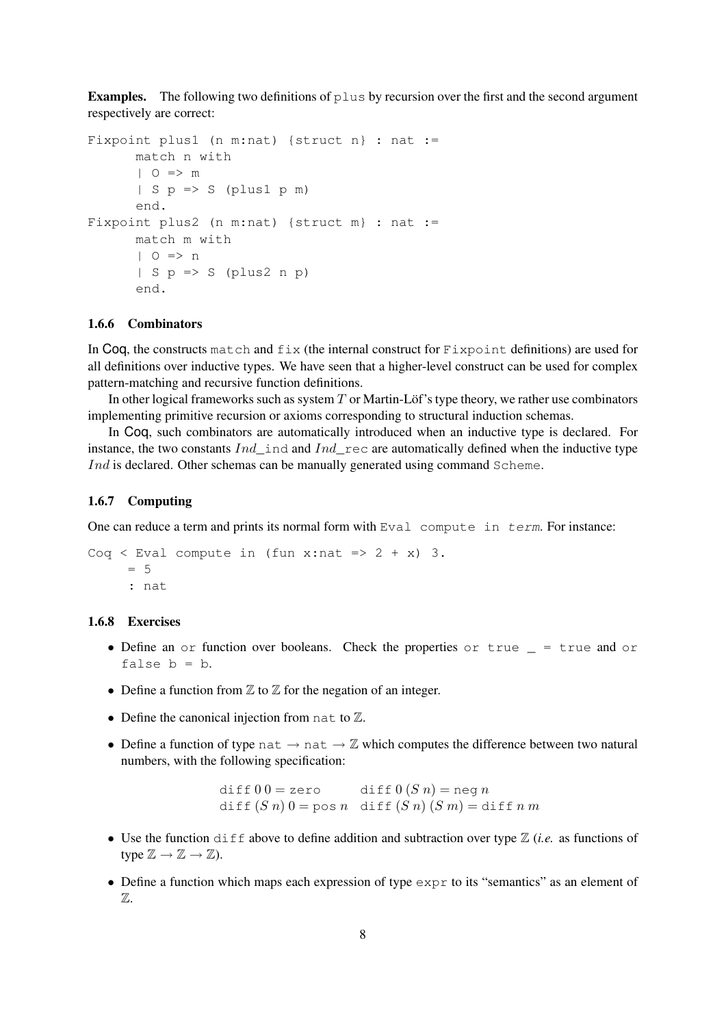**Examples.** The following two definitions of `plus` by recursion over the first and the second argument respectively are correct:

```
Fixpoint plus1 (n m:nat) {struct n} : nat :=
      match n with
      | O => m
      | S p => S (plus1 p m)
      end.
Fixpoint plus2 (n m:nat) {struct m} : nat :=
      match m with
      | O => n
      | S p => S (plus2 n p)
      end.
```

### 1.6.6 Combinators

In Coq, the constructs `match` and `fix` (the internal construct for `Fixpoint` definitions) are used for all definitions over inductive types. We have seen that a higher-level construct can be used for complex pattern-matching and recursive function definitions.

In other logical frameworks such as system $T$ or Martin-Löf's type theory, we rather use combinators implementing primitive recursion or axioms corresponding to structural induction schemas.

In Coq, such combinators are automatically introduced when an inductive type is declared. For instance, the two constants $Ind$`_ind` and $Ind$`_rec` are automatically defined when the inductive type $Ind$ is declared. Other schemas can be manually generated using command `Scheme`.

### 1.6.7 Computing

One can reduce a term and prints its normal form with `Eval compute in` *term*. For instance:

```
Coq < Eval compute in (fun x:nat => 2 + x) 3.
     = 5
     : nat
```

### 1.6.8 Exercises

- Define an `or` function over booleans. Check the properties `or true _ = true` and `or false b = b`.
- Define a function from $\mathbb{Z}$ to $\mathbb{Z}$ for the negation of an integer.
- Define the canonical injection from `nat` to $\mathbb{Z}$.
- Define a function of type `nat` $\to$ `nat` $\to \mathbb{Z}$ which computes the difference between two natural numbers, with the following specification:

$$\begin{array}{ll} \texttt{diff}\;0\;0 = \texttt{zero} & \texttt{diff}\;0\;(S\;n) = \texttt{neg}\;n \\ \texttt{diff}\;(S\;n)\;0 = \texttt{pos}\;n & \texttt{diff}\;(S\;n)\;(S\;m) = \texttt{diff}\;n\;m \end{array}$$

- Use the function `diff` above to define addition and subtraction over type $\mathbb{Z}$ (*i.e.* as functions of type $\mathbb{Z} \to \mathbb{Z} \to \mathbb{Z}$).
- Define a function which maps each expression of type `expr` to its "semantics" as an element of $\mathbb{Z}$.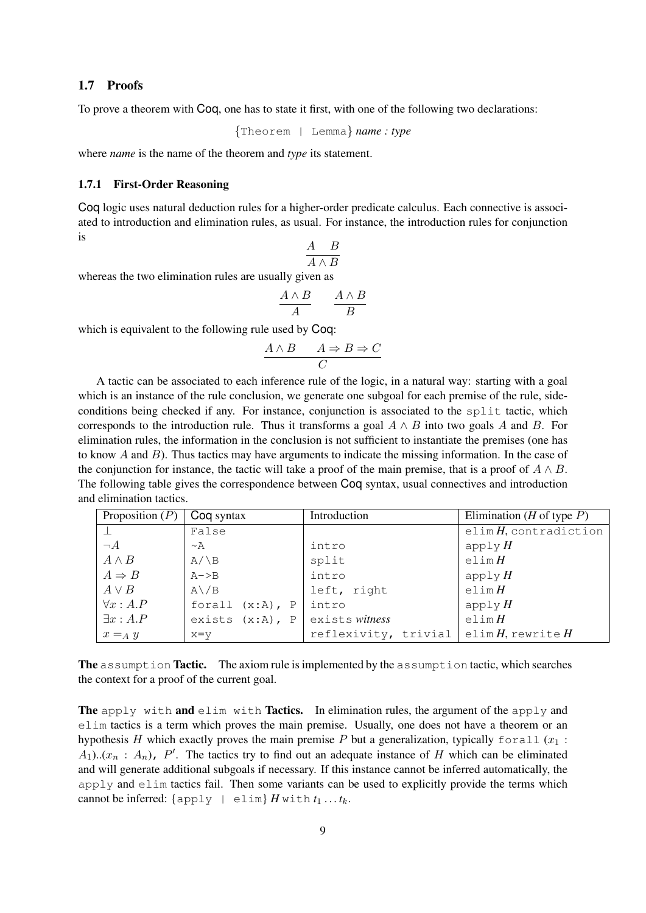### 1.7 Proofs

To prove a theorem with Coq, one has to state it first, with one of the following two declarations:

{`Theorem | Lemma`} *name : type*

where *name* is the name of the theorem and *type* its statement.

#### 1.7.1 First-Order Reasoning

Coq logic uses natural deduction rules for a higher-order predicate calculus. Each connective is associated to introduction and elimination rules, as usual. For instance, the introduction rules for conjunction is

$$\frac{A \quad B}{A \wedge B}$$

whereas the two elimination rules are usually given as

$$\frac{A \wedge B}{A} \qquad \frac{A \wedge B}{B}$$

which is equivalent to the following rule used by Coq:

$$\frac{A \wedge B \qquad A \Rightarrow B \Rightarrow C}{C}$$

A tactic can be associated to each inference rule of the logic, in a natural way: starting with a goal which is an instance of the rule conclusion, we generate one subgoal for each premise of the rule, side-conditions being checked if any. For instance, conjunction is associated to the `split` tactic, which corresponds to the introduction rule. Thus it transforms a goal $A \wedge B$ into two goals $A$ and $B$. For elimination rules, the information in the conclusion is not sufficient to instantiate the premises (one has to know $A$ and $B$). Thus tactics may have arguments to indicate the missing information. In the case of the conjunction for instance, the tactic will take a proof of the main premise, that is a proof of $A \wedge B$. The following table gives the correspondence between Coq syntax, usual connectives and introduction and elimination tactics.

| Proposition ($P$) | Coq syntax | Introduction | Elimination ($H$ of type $P$) |
|---|---|---|---|
| $\perp$ | `False` | | `elim` *H*, `contradiction` |
| $\neg A$ | `~A` | `intro` | `apply` *H* |
| $A \wedge B$ | `A/\B` | `split` | `elim` *H* |
| $A \Rightarrow B$ | `A->B` | `intro` | `apply` *H* |
| $A \vee B$ | `A\/B` | `left, right` | `elim` *H* |
| $\forall x : A.P$ | `forall (x:A), P` | `intro` | `apply` *H* |
| $\exists x : A.P$ | `exists (x:A), P` | `exists` *witness* | `elim` *H* |
| $x =_A y$ | `x=y` | `reflexivity, trivial` | `elim` *H*, `rewrite` *H* |

**The `assumption` Tactic.** The axiom rule is implemented by the `assumption` tactic, which searches the context for a proof of the current goal.

**The `apply with` and `elim with` Tactics.** In elimination rules, the argument of the `apply` and `elim` tactics is a term which proves the main premise. Usually, one does not have a theorem or an hypothesis $H$ which exactly proves the main premise $P$ but a generalization, typically `forall` $(x_1 : A_1)..(x_n : A_n)$, $P'$. The tactics try to find out an adequate instance of $H$ which can be eliminated and will generate additional subgoals if necessary. If this instance cannot be inferred automatically, the `apply` and `elim` tactics fail. Then some variants can be used to explicitly provide the terms which cannot be inferred: {`apply | elim`} *H* `with` $t_1 \ldots t_k$.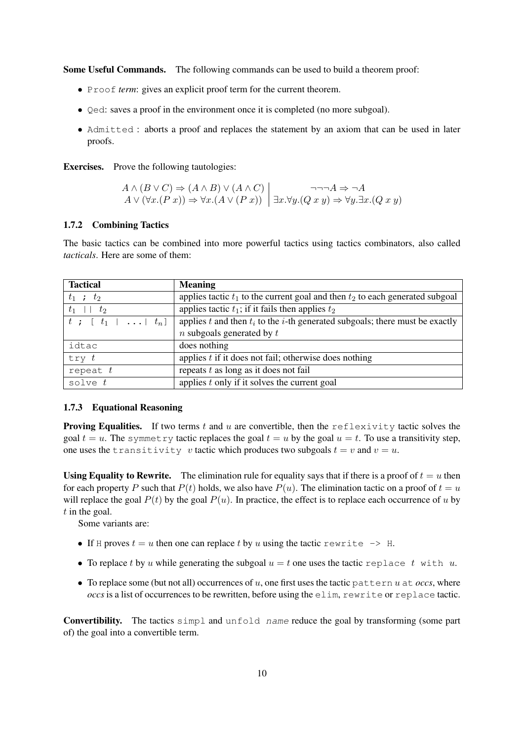**Some Useful Commands.** The following commands can be used to build a theorem proof:

- `Proof` *term*: gives an explicit proof term for the current theorem.
- `Qed`: saves a proof in the environment once it is completed (no more subgoal).
- `Admitted` : aborts a proof and replaces the statement by an axiom that can be used in later proofs.

**Exercises.** Prove the following tautologies:

$$\begin{array}{r|c} A \wedge (B \vee C) \Rightarrow (A \wedge B) \vee (A \wedge C) & \neg\neg\neg A \Rightarrow \neg A \\ A \vee (\forall x.(P\ x)) \Rightarrow \forall x.(A \vee (P\ x)) & \exists x.\forall y.(Q\ x\ y) \Rightarrow \forall y.\exists x.(Q\ x\ y) \end{array}$$

### 1.7.2 Combining Tactics

The basic tactics can be combined into more powerful tactics using tactics combinators, also called *tacticals*. Here are some of them:

| **Tactical** | **Meaning** |
|---|---|
| `t1 ; t2` | applies tactic $t_1$ to the current goal and then $t_2$ to each generated subgoal |
| `t1 \|\| t2` | applies tactic $t_1$; if it fails then applies $t_2$ |
| `t ; [ t1 \| ...\| tn]` | applies $t$ and then $t_i$ to the $i$-th generated subgoals; there must be exactly $n$ subgoals generated by $t$ |
| `idtac` | does nothing |
| `try t` | applies $t$ if it does not fail; otherwise does nothing |
| `repeat t` | repeats $t$ as long as it does not fail |
| `solve t` | applies $t$ only if it solves the current goal |

### 1.7.3 Equational Reasoning

**Proving Equalities.** If two terms $t$ and $u$ are convertible, then the `reflexivity` tactic solves the goal $t = u$. The `symmetry` tactic replaces the goal $t = u$ by the goal $u = t$. To use a transitivity step, one uses the `transitivity` $v$ tactic which produces two subgoals $t = v$ and $v = u$.

**Using Equality to Rewrite.** The elimination rule for equality says that if there is a proof of $t = u$ then for each property $P$ such that $P(t)$ holds, we also have $P(u)$. The elimination tactic on a proof of $t = u$ will replace the goal $P(t)$ by the goal $P(u)$. In practice, the effect is to replace each occurrence of $u$ by $t$ in the goal.

Some variants are:

- If `H` proves $t = u$ then one can replace $t$ by $u$ using the tactic `rewrite -> H`.
- To replace $t$ by $u$ while generating the subgoal $u = t$ one uses the tactic `replace` $t$ `with` $u$.
- To replace some (but not all) occurrences of $u$, one first uses the tactic `pattern` $u$ `at` *occs*, where *occs* is a list of occurrences to be rewritten, before using the `elim`, `rewrite` or `replace` tactic.

**Convertibility.** The tactics `simpl` and `unfold` *name* reduce the goal by transforming (some part of) the goal into a convertible term.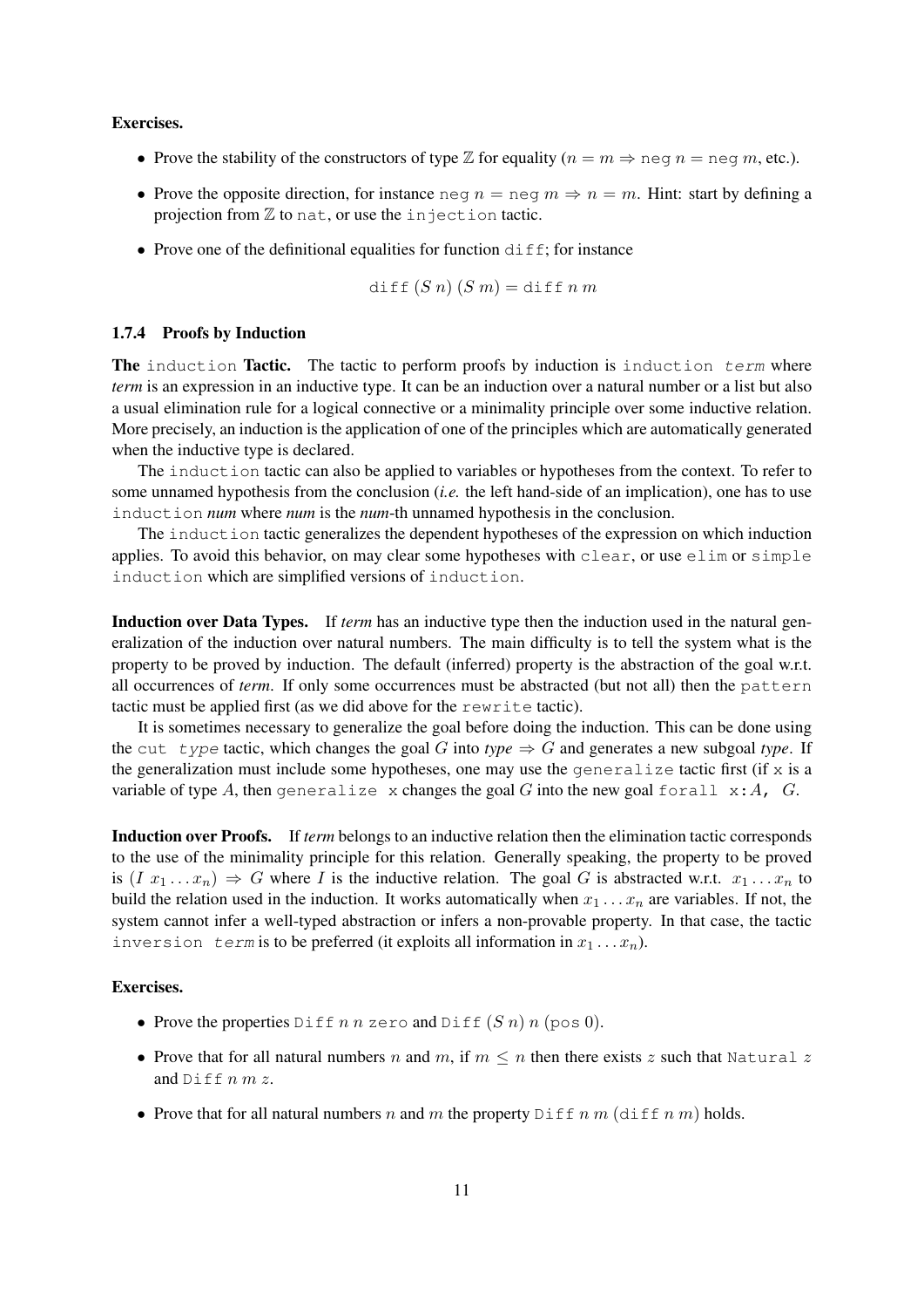**Exercises.**

- Prove the stability of the constructors of type $\mathbb{Z}$ for equality ($n = m \Rightarrow \texttt{neg}\ n = \texttt{neg}\ m$, etc.).
- Prove the opposite direction, for instance $\texttt{neg}\ n = \texttt{neg}\ m \Rightarrow n = m$. Hint: start by defining a projection from $\mathbb{Z}$ to `nat`, or use the `injection` tactic.
- Prove one of the definitional equalities for function `diff`; for instance

$$\texttt{diff}\ (S\ n)\ (S\ m) = \texttt{diff}\ n\ m$$

### 1.7.4 Proofs by Induction

**The** `induction` **Tactic.** The tactic to perform proofs by induction is `induction` *`term`* where *term* is an expression in an inductive type. It can be an induction over a natural number or a list but also a usual elimination rule for a logical connective or a minimality principle over some inductive relation. More precisely, an induction is the application of one of the principles which are automatically generated when the inductive type is declared.

The `induction` tactic can also be applied to variables or hypotheses from the context. To refer to some unnamed hypothesis from the conclusion (*i.e.* the left hand-side of an implication), one has to use `induction` ***num*** where ***num*** is the ***num***-th unnamed hypothesis in the conclusion.

The `induction` tactic generalizes the dependent hypotheses of the expression on which induction applies. To avoid this behavior, on may clear some hypotheses with `clear`, or use `elim` or `simple induction` which are simplified versions of `induction`.

**Induction over Data Types.** If *term* has an inductive type then the induction used in the natural generalization of the induction over natural numbers. The main difficulty is to tell the system what is the property to be proved by induction. The default (inferred) property is the abstraction of the goal w.r.t. all occurrences of *term*. If only some occurrences must be abstracted (but not all) then the `pattern` tactic must be applied first (as we did above for the `rewrite` tactic).

It is sometimes necessary to generalize the goal before doing the induction. This can be done using the `cut` *`type`* tactic, which changes the goal $G$ into *type* $\Rightarrow G$ and generates a new subgoal *type*. If the generalization must include some hypotheses, one may use the `generalize` tactic first (if `x` is a variable of type $A$, then `generalize x` changes the goal $G$ into the new goal `forall x:`$A$`,` $G$.

**Induction over Proofs.** If *term* belongs to an inductive relation then the elimination tactic corresponds to the use of the minimality principle for this relation. Generally speaking, the property to be proved is $(I\ x_1 \ldots x_n) \Rightarrow G$ where $I$ is the inductive relation. The goal $G$ is abstracted w.r.t. $x_1 \ldots x_n$ to build the relation used in the induction. It works automatically when $x_1 \ldots x_n$ are variables. If not, the system cannot infer a well-typed abstraction or infers a non-provable property. In that case, the tactic `inversion` *`term`* is to be preferred (it exploits all information in $x_1 \ldots x_n$).

**Exercises.**

- Prove the properties $\texttt{Diff}\ n\ n\ \texttt{zero}$ and $\texttt{Diff}\ (S\ n)\ n\ (\texttt{pos}\ 0)$.
- Prove that for all natural numbers $n$ and $m$, if $m \leq n$ then there exists $z$ such that $\texttt{Natural}\ z$ and $\texttt{Diff}\ n\ m\ z$.
- Prove that for all natural numbers $n$ and $m$ the property $\texttt{Diff}\ n\ m\ (\texttt{diff}\ n\ m)$ holds.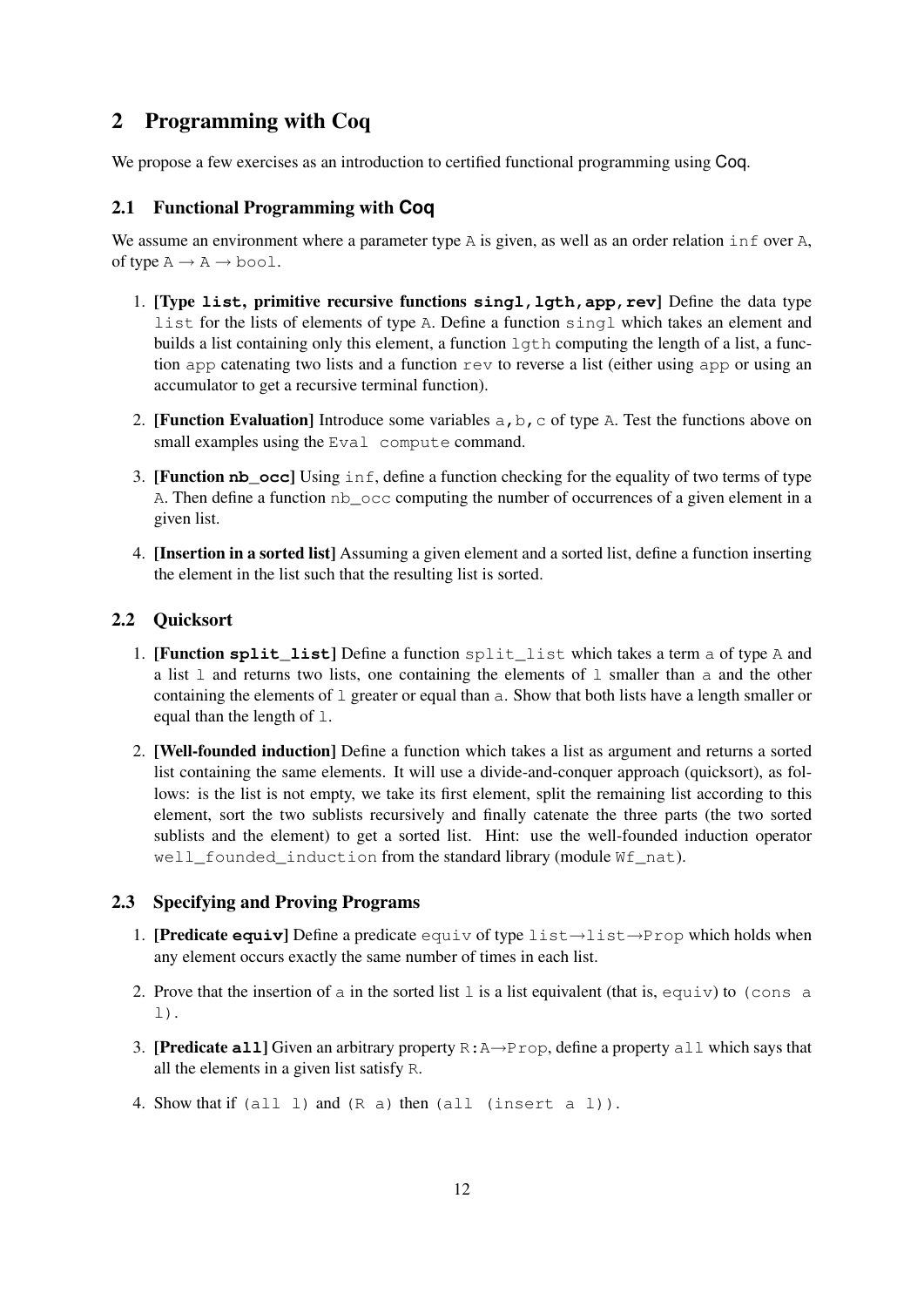## 2 Programming with Coq

We propose a few exercises as an introduction to certified functional programming using Coq.

### 2.1 Functional Programming with Coq

We assume an environment where a parameter type `A` is given, as well as an order relation `inf` over `A`, of type `A → A → bool`.

1. **[Type `list`, primitive recursive functions `singl,lgth,app,rev`]** Define the data type `list` for the lists of elements of type `A`. Define a function `singl` which takes an element and builds a list containing only this element, a function `lgth` computing the length of a list, a function `app` catenating two lists and a function `rev` to reverse a list (either using `app` or using an accumulator to get a recursive terminal function).

2. **[Function Evaluation]** Introduce some variables `a,b,c` of type `A`. Test the functions above on small examples using the `Eval compute` command.

3. **[Function `nb_occ`]** Using `inf`, define a function checking for the equality of two terms of type `A`. Then define a function `nb_occ` computing the number of occurrences of a given element in a given list.

4. **[Insertion in a sorted list]** Assuming a given element and a sorted list, define a function inserting the element in the list such that the resulting list is sorted.

### 2.2 Quicksort

1. **[Function `split_list`]** Define a function `split_list` which takes a term `a` of type `A` and a list `l` and returns two lists, one containing the elements of `l` smaller than `a` and the other containing the elements of `l` greater or equal than `a`. Show that both lists have a length smaller or equal than the length of `l`.

2. **[Well-founded induction]** Define a function which takes a list as argument and returns a sorted list containing the same elements. It will use a divide-and-conquer approach (quicksort), as follows: is the list is not empty, we take its first element, split the remaining list according to this element, sort the two sublists recursively and finally catenate the three parts (the two sorted sublists and the element) to get a sorted list. Hint: use the well-founded induction operator `well_founded_induction` from the standard library (module `Wf_nat`).

### 2.3 Specifying and Proving Programs

1. **[Predicate `equiv`]** Define a predicate `equiv` of type `list→list→Prop` which holds when any element occurs exactly the same number of times in each list.

2. Prove that the insertion of `a` in the sorted list `l` is a list equivalent (that is, `equiv`) to `(cons a l)`.

3. **[Predicate `all`]** Given an arbitrary property `R:A→Prop`, define a property `all` which says that all the elements in a given list satisfy `R`.

4. Show that if `(all l)` and `(R a)` then `(all (insert a l))`.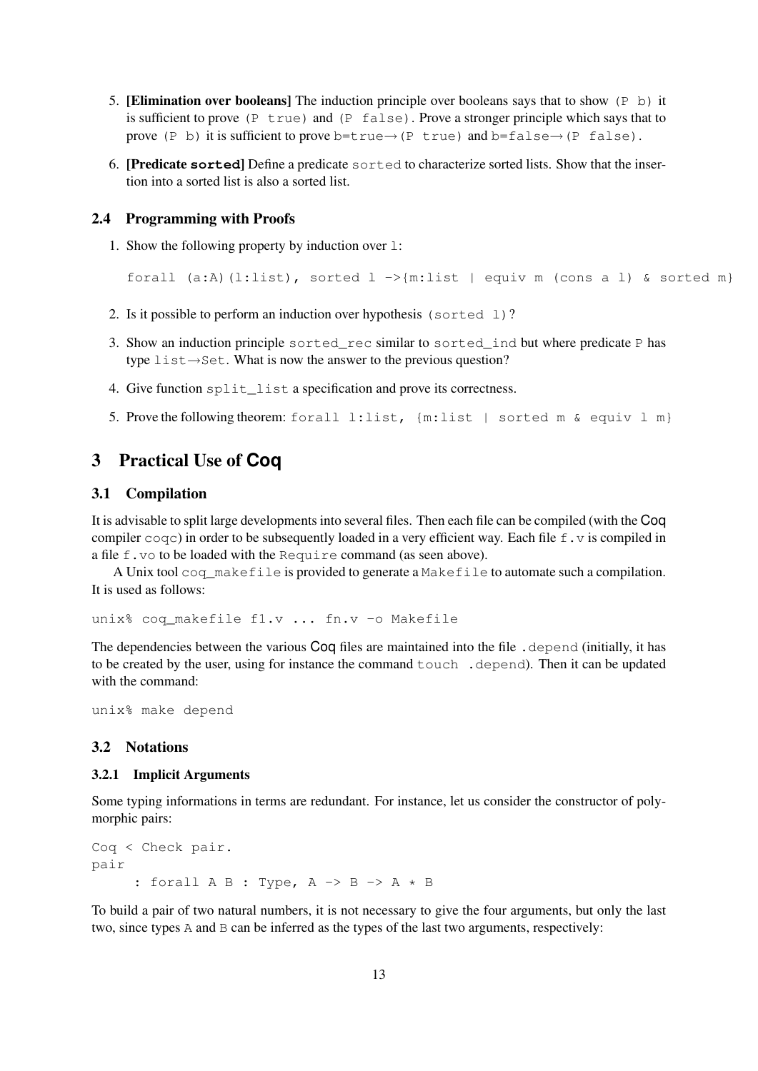5. **[Elimination over booleans]** The induction principle over booleans says that to show `(P b)` it is sufficient to prove `(P true)` and `(P false)`. Prove a stronger principle which says that to prove `(P b)` it is sufficient to prove `b=true→(P true)` and `b=false→(P false)`.

6. **[Predicate `sorted`]** Define a predicate `sorted` to characterize sorted lists. Show that the insertion into a sorted list is also a sorted list.

### 2.4 Programming with Proofs

1. Show the following property by induction over `l`:

   ```
   forall (a:A)(l:list), sorted l ->{m:list | equiv m (cons a l) & sorted m}
   ```

2. Is it possible to perform an induction over hypothesis `(sorted l)`?

3. Show an induction principle `sorted_rec` similar to `sorted_ind` but where predicate `P` has type `list→Set`. What is now the answer to the previous question?

4. Give function `split_list` a specification and prove its correctness.

5. Prove the following theorem: `forall l:list, {m:list | sorted m & equiv l m}`

## 3 Practical Use of Coq

### 3.1 Compilation

It is advisable to split large developments into several files. Then each file can be compiled (with the Coq compiler `coqc`) in order to be subsequently loaded in a very efficient way. Each file `f.v` is compiled in a file `f.vo` to be loaded with the `Require` command (as seen above).

A Unix tool `coq_makefile` is provided to generate a `Makefile` to automate such a compilation. It is used as follows:

```
unix% coq_makefile f1.v ... fn.v -o Makefile
```

The dependencies between the various Coq files are maintained into the file `.depend` (initially, it has to be created by the user, using for instance the command `touch .depend`). Then it can be updated with the command:

```
unix% make depend
```

### 3.2 Notations

#### 3.2.1 Implicit Arguments

Some typing informations in terms are redundant. For instance, let us consider the constructor of polymorphic pairs:

```
Coq < Check pair.
pair
     : forall A B : Type, A -> B -> A * B
```

To build a pair of two natural numbers, it is not necessary to give the four arguments, but only the last two, since types `A` and `B` can be inferred as the types of the last two arguments, respectively: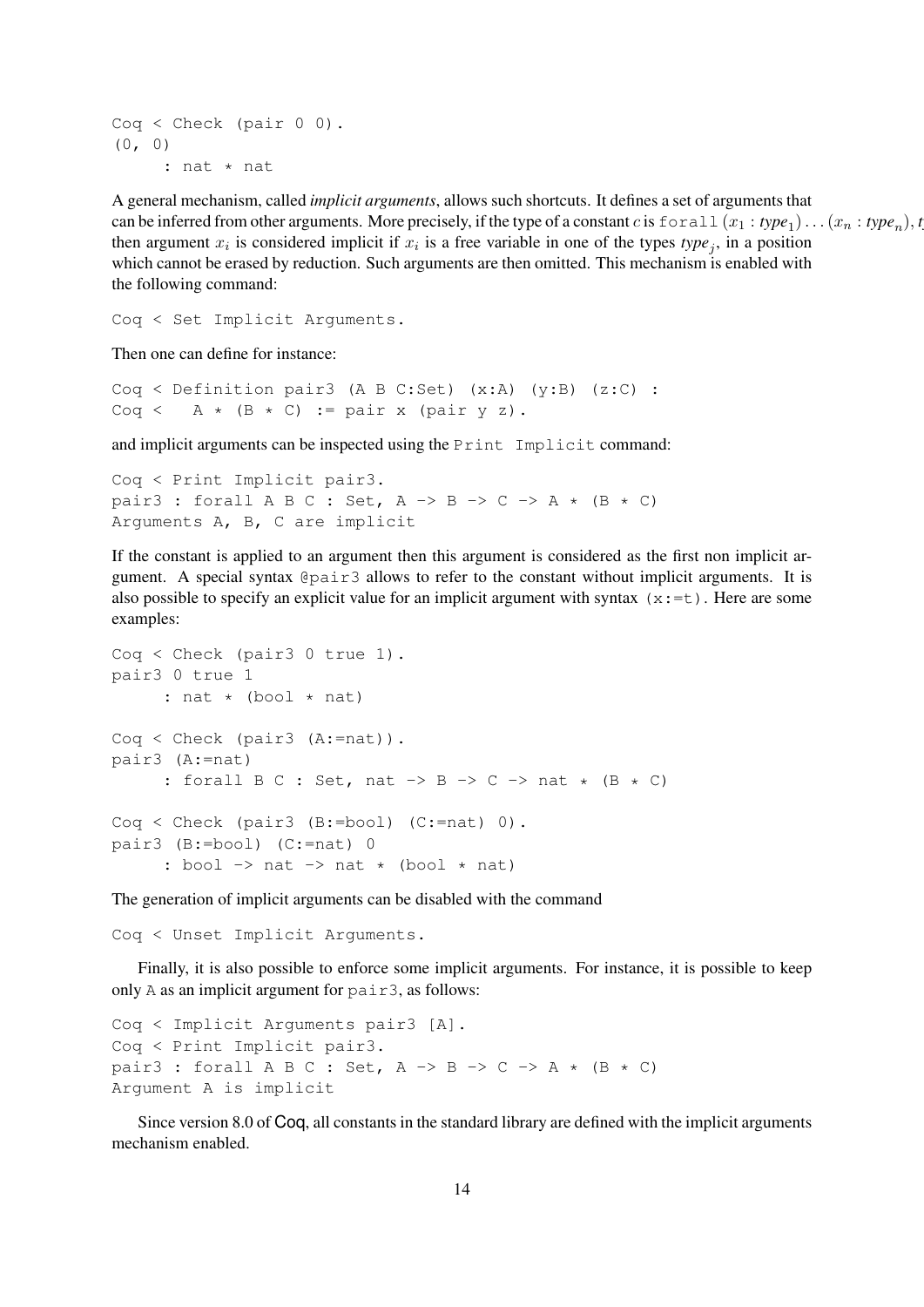```
Coq < Check (pair 0 0).
(0, 0)
     : nat * nat
```

A general mechanism, called *implicit arguments*, allows such shortcuts. It defines a set of arguments that can be inferred from other arguments. More precisely, if the type of a constant $c$ is `forall` $(x_1 : \mathit{type}_1) \ldots (x_n : \mathit{type}_n), t$ then argument $x_i$ is considered implicit if $x_i$ is a free variable in one of the types $\mathit{type}_j$, in a position which cannot be erased by reduction. Such arguments are then omitted. This mechanism is enabled with the following command:

```
Coq < Set Implicit Arguments.
```

Then one can define for instance:

```
Coq < Definition pair3 (A B C:Set) (x:A) (y:B) (z:C) :
Coq <   A * (B * C) := pair x (pair y z).
```

and implicit arguments can be inspected using the `Print Implicit` command:

```
Coq < Print Implicit pair3.
pair3 : forall A B C : Set, A -> B -> C -> A * (B * C)
Arguments A, B, C are implicit
```

If the constant is applied to an argument then this argument is considered as the first non implicit argument. A special syntax `@pair3` allows to refer to the constant without implicit arguments. It is also possible to specify an explicit value for an implicit argument with syntax `(x:=t)`. Here are some examples:

```
Coq < Check (pair3 0 true 1).
pair3 0 true 1
     : nat * (bool * nat)

Coq < Check (pair3 (A:=nat)).
pair3 (A:=nat)
     : forall B C : Set, nat -> B -> C -> nat * (B * C)

Coq < Check (pair3 (B:=bool) (C:=nat) 0).
pair3 (B:=bool) (C:=nat) 0
     : bool -> nat -> nat * (bool * nat)
```

The generation of implicit arguments can be disabled with the command

```
Coq < Unset Implicit Arguments.
```

Finally, it is also possible to enforce some implicit arguments. For instance, it is possible to keep only `A` as an implicit argument for `pair3`, as follows:

```
Coq < Implicit Arguments pair3 [A].
Coq < Print Implicit pair3.
pair3 : forall A B C : Set, A -> B -> C -> A * (B * C)
Argument A is implicit
```

Since version 8.0 of Coq, all constants in the standard library are defined with the implicit arguments mechanism enabled.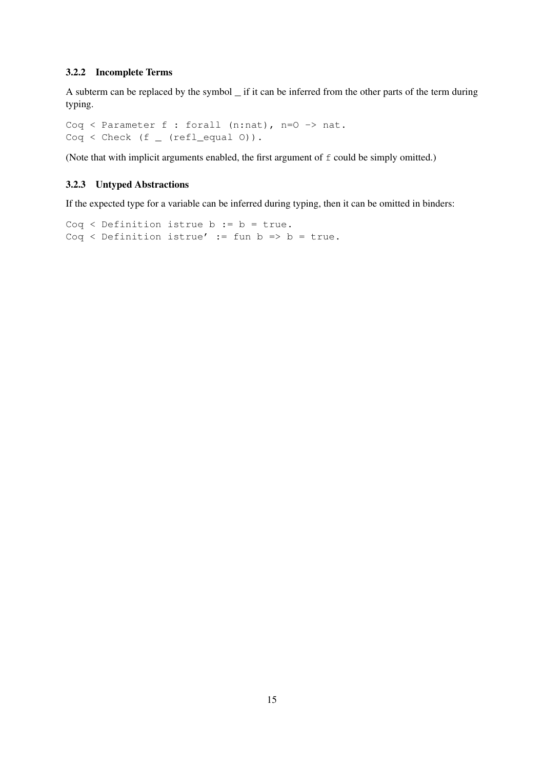### 3.2.2 Incomplete Terms

A subterm can be replaced by the symbol _ if it can be inferred from the other parts of the term during typing.

```
Coq < Parameter f : forall (n:nat), n=O -> nat.
Coq < Check (f _ (refl_equal O)).
```

(Note that with implicit arguments enabled, the first argument of f could be simply omitted.)

### 3.2.3 Untyped Abstractions

If the expected type for a variable can be inferred during typing, then it can be omitted in binders:

```
Coq < Definition istrue b := b = true.
Coq < Definition istrue' := fun b => b = true.
```